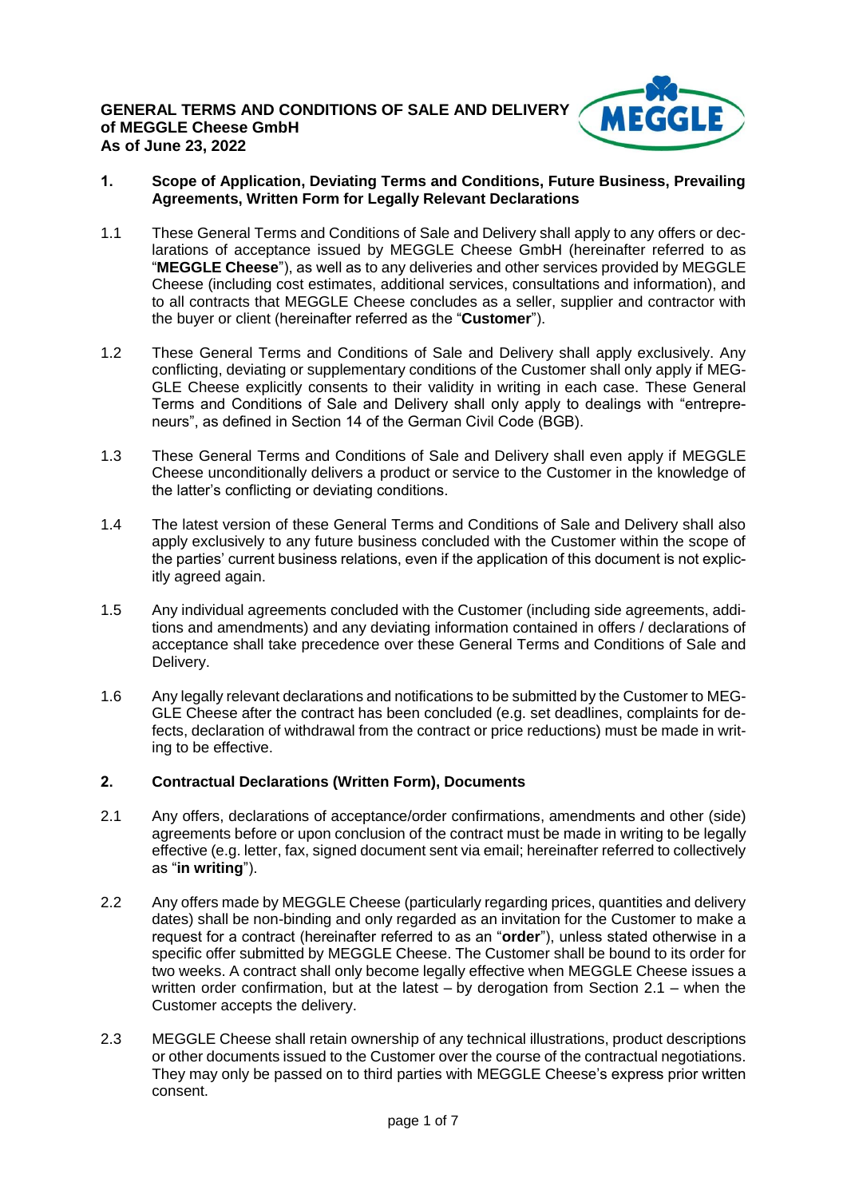# GENERAL TERMS AND CONDITIONS OF SALE AND DELIVERY of MEGGLE Cheese GmbH As of June 23, 2022

## 1. Scope of Application, Deviating Terms and Conditions, Future Business, Prevailing Agreements, Written Form for Legally Relevant Declarations

1.1 These General Terms and Conditions of Sale and Delivery shall apply to any offers or declarations of acceptance issued by MEGGLE Cheese GmbH (hereinafter referred to as "**MEGGLE Cheese**"), as well as to any deliveries and other services provided by MEGGLE Cheese (including cost estimates, additional services, consultations and information), and to all contracts that MEGGLE Cheese concludes as a seller, supplier and contractor with the buyer or client (hereinafter referred as the "**Customer**").

1.2 These General Terms and Conditions of Sale and Delivery shall apply exclusively. Any conflicting, deviating or supplementary conditions of the Customer shall only apply if MEGGLE Cheese explicitly consents to their validity in writing in each case. These General Terms and Conditions of Sale and Delivery shall only apply to dealings with "entrepreneurs", as defined in Section 14 of the German Civil Code (BGB).

1.3 These General Terms and Conditions of Sale and Delivery shall even apply if MEGGLE Cheese unconditionally delivers a product or service to the Customer in the knowledge of the latter's conflicting or deviating conditions.

1.4 The latest version of these General Terms and Conditions of Sale and Delivery shall also apply exclusively to any future business concluded with the Customer within the scope of the parties' current business relations, even if the application of this document is not explicitly agreed again.

1.5 Any individual agreements concluded with the Customer (including side agreements, additions and amendments) and any deviating information contained in offers / declarations of acceptance shall take precedence over these General Terms and Conditions of Sale and Delivery.

1.6 Any legally relevant declarations and notifications to be submitted by the Customer to MEGGLE Cheese after the contract has been concluded (e.g. set deadlines, complaints for defects, declaration of withdrawal from the contract or price reductions) must be made in writing to be effective.

## 2. Contractual Declarations (Written Form), Documents

2.1 Any offers, declarations of acceptance/order confirmations, amendments and other (side) agreements before or upon conclusion of the contract must be made in writing to be legally effective (e.g. letter, fax, signed document sent via email; hereinafter referred to collectively as "**in writing**").

2.2 Any offers made by MEGGLE Cheese (particularly regarding prices, quantities and delivery dates) shall be non-binding and only regarded as an invitation for the Customer to make a request for a contract (hereinafter referred to as an "**order**"), unless stated otherwise in a specific offer submitted by MEGGLE Cheese. The Customer shall be bound to its order for two weeks. A contract shall only become legally effective when MEGGLE Cheese issues a written order confirmation, but at the latest – by derogation from Section 2.1 – when the Customer accepts the delivery.

2.3 MEGGLE Cheese shall retain ownership of any technical illustrations, product descriptions or other documents issued to the Customer over the course of the contractual negotiations. They may only be passed on to third parties with MEGGLE Cheese's express prior written consent.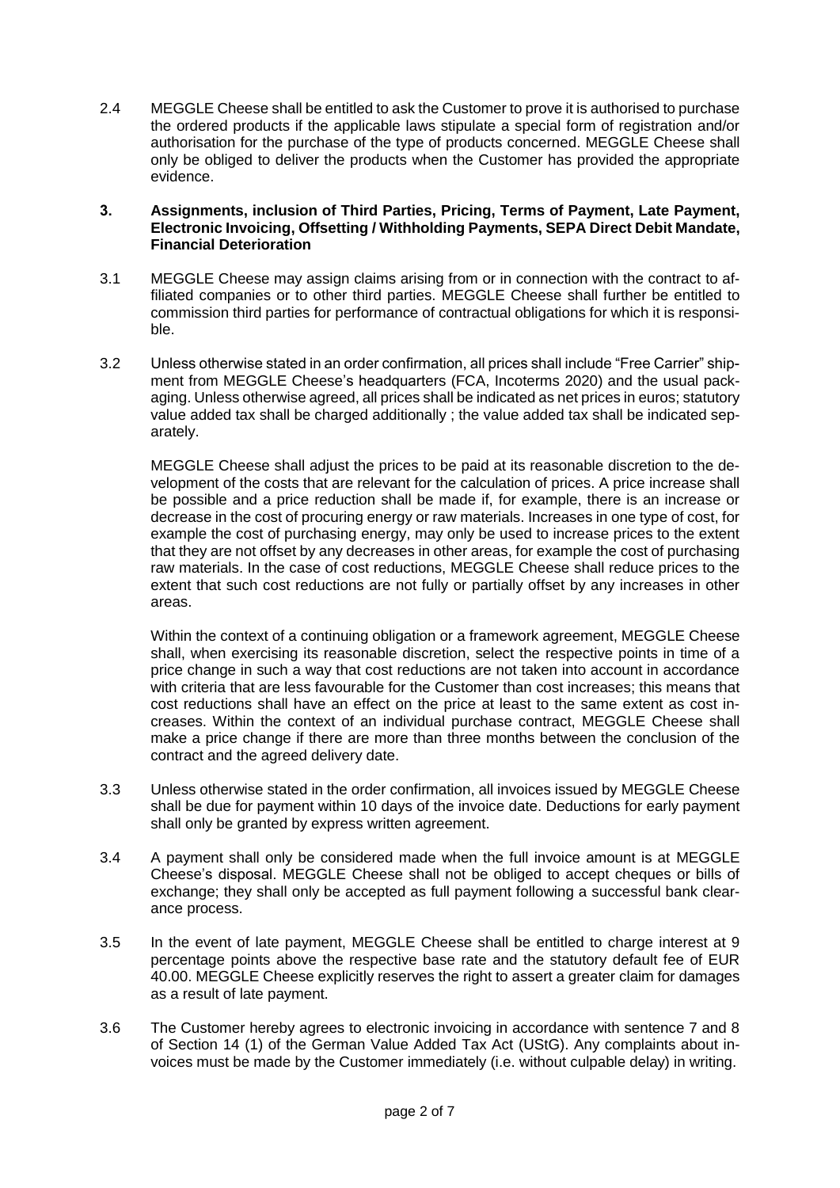2.4 MEGGLE Cheese shall be entitled to ask the Customer to prove it is authorised to purchase the ordered products if the applicable laws stipulate a special form of registration and/or authorisation for the purchase of the type of products concerned. MEGGLE Cheese shall only be obliged to deliver the products when the Customer has provided the appropriate evidence.

## 3. Assignments, inclusion of Third Parties, Pricing, Terms of Payment, Late Payment, Electronic Invoicing, Offsetting / Withholding Payments, SEPA Direct Debit Mandate, Financial Deterioration

3.1 MEGGLE Cheese may assign claims arising from or in connection with the contract to affiliated companies or to other third parties. MEGGLE Cheese shall further be entitled to commission third parties for performance of contractual obligations for which it is responsible.

3.2 Unless otherwise stated in an order confirmation, all prices shall include "Free Carrier" shipment from MEGGLE Cheese's headquarters (FCA, Incoterms 2020) and the usual packaging. Unless otherwise agreed, all prices shall be indicated as net prices in euros; statutory value added tax shall be charged additionally ; the value added tax shall be indicated separately.

MEGGLE Cheese shall adjust the prices to be paid at its reasonable discretion to the development of the costs that are relevant for the calculation of prices. A price increase shall be possible and a price reduction shall be made if, for example, there is an increase or decrease in the cost of procuring energy or raw materials. Increases in one type of cost, for example the cost of purchasing energy, may only be used to increase prices to the extent that they are not offset by any decreases in other areas, for example the cost of purchasing raw materials. In the case of cost reductions, MEGGLE Cheese shall reduce prices to the extent that such cost reductions are not fully or partially offset by any increases in other areas.

Within the context of a continuing obligation or a framework agreement, MEGGLE Cheese shall, when exercising its reasonable discretion, select the respective points in time of a price change in such a way that cost reductions are not taken into account in accordance with criteria that are less favourable for the Customer than cost increases; this means that cost reductions shall have an effect on the price at least to the same extent as cost increases. Within the context of an individual purchase contract, MEGGLE Cheese shall make a price change if there are more than three months between the conclusion of the contract and the agreed delivery date.

3.3 Unless otherwise stated in the order confirmation, all invoices issued by MEGGLE Cheese shall be due for payment within 10 days of the invoice date. Deductions for early payment shall only be granted by express written agreement.

3.4 A payment shall only be considered made when the full invoice amount is at MEGGLE Cheese's disposal. MEGGLE Cheese shall not be obliged to accept cheques or bills of exchange; they shall only be accepted as full payment following a successful bank clearance process.

3.5 In the event of late payment, MEGGLE Cheese shall be entitled to charge interest at 9 percentage points above the respective base rate and the statutory default fee of EUR 40.00. MEGGLE Cheese explicitly reserves the right to assert a greater claim for damages as a result of late payment.

3.6 The Customer hereby agrees to electronic invoicing in accordance with sentence 7 and 8 of Section 14 (1) of the German Value Added Tax Act (UStG). Any complaints about invoices must be made by the Customer immediately (i.e. without culpable delay) in writing.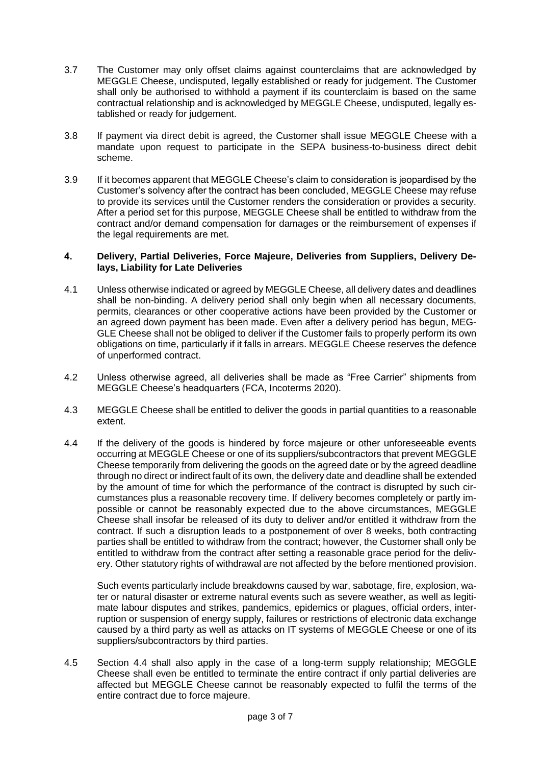3.7 The Customer may only offset claims against counterclaims that are acknowledged by MEGGLE Cheese, undisputed, legally established or ready for judgement. The Customer shall only be authorised to withhold a payment if its counterclaim is based on the same contractual relationship and is acknowledged by MEGGLE Cheese, undisputed, legally established or ready for judgement.

3.8 If payment via direct debit is agreed, the Customer shall issue MEGGLE Cheese with a mandate upon request to participate in the SEPA business-to-business direct debit scheme.

3.9 If it becomes apparent that MEGGLE Cheese's claim to consideration is jeopardised by the Customer's solvency after the contract has been concluded, MEGGLE Cheese may refuse to provide its services until the Customer renders the consideration or provides a security. After a period set for this purpose, MEGGLE Cheese shall be entitled to withdraw from the contract and/or demand compensation for damages or the reimbursement of expenses if the legal requirements are met.

## 4. Delivery, Partial Deliveries, Force Majeure, Deliveries from Suppliers, Delivery Delays, Liability for Late Deliveries

4.1 Unless otherwise indicated or agreed by MEGGLE Cheese, all delivery dates and deadlines shall be non-binding. A delivery period shall only begin when all necessary documents, permits, clearances or other cooperative actions have been provided by the Customer or an agreed down payment has been made. Even after a delivery period has begun, MEGGLE Cheese shall not be obliged to deliver if the Customer fails to properly perform its own obligations on time, particularly if it falls in arrears. MEGGLE Cheese reserves the defence of unperformed contract.

4.2 Unless otherwise agreed, all deliveries shall be made as "Free Carrier" shipments from MEGGLE Cheese's headquarters (FCA, Incoterms 2020).

4.3 MEGGLE Cheese shall be entitled to deliver the goods in partial quantities to a reasonable extent.

4.4 If the delivery of the goods is hindered by force majeure or other unforeseeable events occurring at MEGGLE Cheese or one of its suppliers/subcontractors that prevent MEGGLE Cheese temporarily from delivering the goods on the agreed date or by the agreed deadline through no direct or indirect fault of its own, the delivery date and deadline shall be extended by the amount of time for which the performance of the contract is disrupted by such circumstances plus a reasonable recovery time. If delivery becomes completely or partly impossible or cannot be reasonably expected due to the above circumstances, MEGGLE Cheese shall insofar be released of its duty to deliver and/or entitled it withdraw from the contract. If such a disruption leads to a postponement of over 8 weeks, both contracting parties shall be entitled to withdraw from the contract; however, the Customer shall only be entitled to withdraw from the contract after setting a reasonable grace period for the delivery. Other statutory rights of withdrawal are not affected by the before mentioned provision.

Such events particularly include breakdowns caused by war, sabotage, fire, explosion, water or natural disaster or extreme natural events such as severe weather, as well as legitimate labour disputes and strikes, pandemics, epidemics or plagues, official orders, interruption or suspension of energy supply, failures or restrictions of electronic data exchange caused by a third party as well as attacks on IT systems of MEGGLE Cheese or one of its suppliers/subcontractors by third parties.

4.5 Section 4.4 shall also apply in the case of a long-term supply relationship; MEGGLE Cheese shall even be entitled to terminate the entire contract if only partial deliveries are affected but MEGGLE Cheese cannot be reasonably expected to fulfil the terms of the entire contract due to force majeure.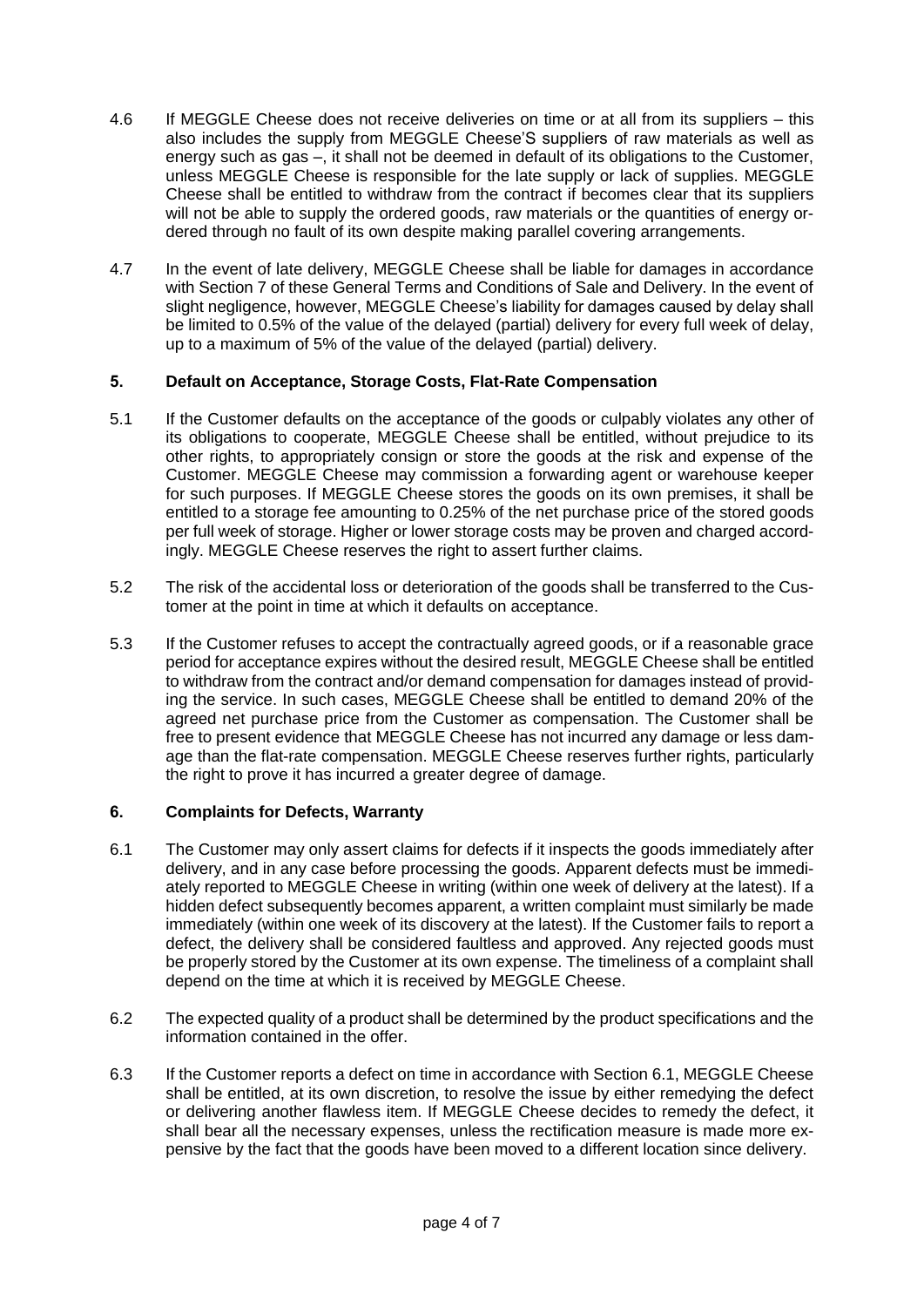4.6 If MEGGLE Cheese does not receive deliveries on time or at all from its suppliers – this also includes the supply from MEGGLE Cheese'S suppliers of raw materials as well as energy such as gas –, it shall not be deemed in default of its obligations to the Customer, unless MEGGLE Cheese is responsible for the late supply or lack of supplies. MEGGLE Cheese shall be entitled to withdraw from the contract if becomes clear that its suppliers will not be able to supply the ordered goods, raw materials or the quantities of energy ordered through no fault of its own despite making parallel covering arrangements.

4.7 In the event of late delivery, MEGGLE Cheese shall be liable for damages in accordance with Section 7 of these General Terms and Conditions of Sale and Delivery. In the event of slight negligence, however, MEGGLE Cheese's liability for damages caused by delay shall be limited to 0.5% of the value of the delayed (partial) delivery for every full week of delay, up to a maximum of 5% of the value of the delayed (partial) delivery.

## 5. Default on Acceptance, Storage Costs, Flat-Rate Compensation

5.1 If the Customer defaults on the acceptance of the goods or culpably violates any other of its obligations to cooperate, MEGGLE Cheese shall be entitled, without prejudice to its other rights, to appropriately consign or store the goods at the risk and expense of the Customer. MEGGLE Cheese may commission a forwarding agent or warehouse keeper for such purposes. If MEGGLE Cheese stores the goods on its own premises, it shall be entitled to a storage fee amounting to 0.25% of the net purchase price of the stored goods per full week of storage. Higher or lower storage costs may be proven and charged accordingly. MEGGLE Cheese reserves the right to assert further claims.

5.2 The risk of the accidental loss or deterioration of the goods shall be transferred to the Customer at the point in time at which it defaults on acceptance.

5.3 If the Customer refuses to accept the contractually agreed goods, or if a reasonable grace period for acceptance expires without the desired result, MEGGLE Cheese shall be entitled to withdraw from the contract and/or demand compensation for damages instead of providing the service. In such cases, MEGGLE Cheese shall be entitled to demand 20% of the agreed net purchase price from the Customer as compensation. The Customer shall be free to present evidence that MEGGLE Cheese has not incurred any damage or less damage than the flat-rate compensation. MEGGLE Cheese reserves further rights, particularly the right to prove it has incurred a greater degree of damage.

## 6. Complaints for Defects, Warranty

6.1 The Customer may only assert claims for defects if it inspects the goods immediately after delivery, and in any case before processing the goods. Apparent defects must be immediately reported to MEGGLE Cheese in writing (within one week of delivery at the latest). If a hidden defect subsequently becomes apparent, a written complaint must similarly be made immediately (within one week of its discovery at the latest). If the Customer fails to report a defect, the delivery shall be considered faultless and approved. Any rejected goods must be properly stored by the Customer at its own expense. The timeliness of a complaint shall depend on the time at which it is received by MEGGLE Cheese.

6.2 The expected quality of a product shall be determined by the product specifications and the information contained in the offer.

6.3 If the Customer reports a defect on time in accordance with Section 6.1, MEGGLE Cheese shall be entitled, at its own discretion, to resolve the issue by either remedying the defect or delivering another flawless item. If MEGGLE Cheese decides to remedy the defect, it shall bear all the necessary expenses, unless the rectification measure is made more expensive by the fact that the goods have been moved to a different location since delivery.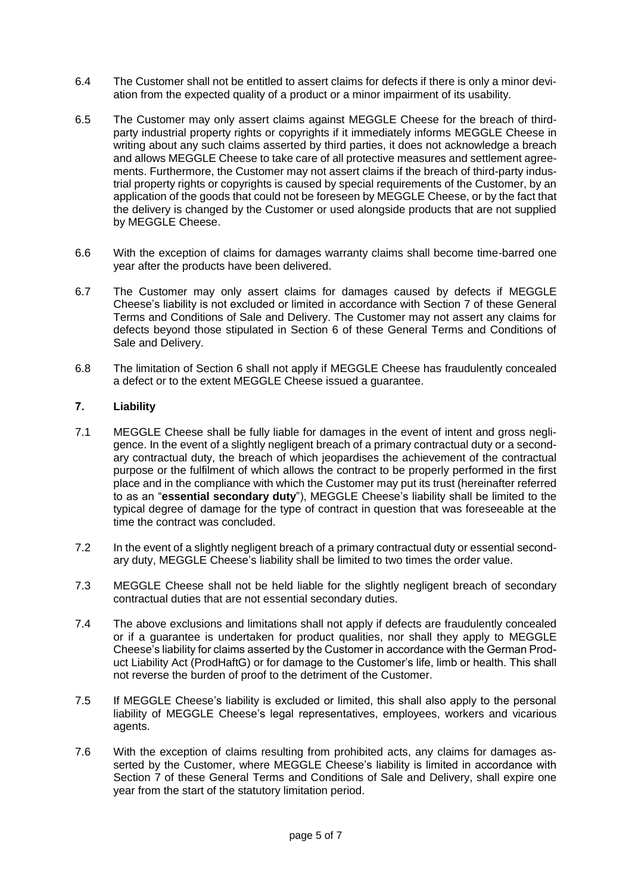6.4 The Customer shall not be entitled to assert claims for defects if there is only a minor deviation from the expected quality of a product or a minor impairment of its usability.

6.5 The Customer may only assert claims against MEGGLE Cheese for the breach of third-party industrial property rights or copyrights if it immediately informs MEGGLE Cheese in writing about any such claims asserted by third parties, it does not acknowledge a breach and allows MEGGLE Cheese to take care of all protective measures and settlement agreements. Furthermore, the Customer may not assert claims if the breach of third-party industrial property rights or copyrights is caused by special requirements of the Customer, by an application of the goods that could not be foreseen by MEGGLE Cheese, or by the fact that the delivery is changed by the Customer or used alongside products that are not supplied by MEGGLE Cheese.

6.6 With the exception of claims for damages warranty claims shall become time-barred one year after the products have been delivered.

6.7 The Customer may only assert claims for damages caused by defects if MEGGLE Cheese's liability is not excluded or limited in accordance with Section 7 of these General Terms and Conditions of Sale and Delivery. The Customer may not assert any claims for defects beyond those stipulated in Section 6 of these General Terms and Conditions of Sale and Delivery.

6.8 The limitation of Section 6 shall not apply if MEGGLE Cheese has fraudulently concealed a defect or to the extent MEGGLE Cheese issued a guarantee.

## 7. Liability

7.1 MEGGLE Cheese shall be fully liable for damages in the event of intent and gross negligence. In the event of a slightly negligent breach of a primary contractual duty or a secondary contractual duty, the breach of which jeopardises the achievement of the contractual purpose or the fulfilment of which allows the contract to be properly performed in the first place and in the compliance with which the Customer may put its trust (hereinafter referred to as an "**essential secondary duty**"), MEGGLE Cheese's liability shall be limited to the typical degree of damage for the type of contract in question that was foreseeable at the time the contract was concluded.

7.2 In the event of a slightly negligent breach of a primary contractual duty or essential secondary duty, MEGGLE Cheese's liability shall be limited to two times the order value.

7.3 MEGGLE Cheese shall not be held liable for the slightly negligent breach of secondary contractual duties that are not essential secondary duties.

7.4 The above exclusions and limitations shall not apply if defects are fraudulently concealed or if a guarantee is undertaken for product qualities, nor shall they apply to MEGGLE Cheese's liability for claims asserted by the Customer in accordance with the German Product Liability Act (ProdHaftG) or for damage to the Customer's life, limb or health. This shall not reverse the burden of proof to the detriment of the Customer.

7.5 If MEGGLE Cheese's liability is excluded or limited, this shall also apply to the personal liability of MEGGLE Cheese's legal representatives, employees, workers and vicarious agents.

7.6 With the exception of claims resulting from prohibited acts, any claims for damages asserted by the Customer, where MEGGLE Cheese's liability is limited in accordance with Section 7 of these General Terms and Conditions of Sale and Delivery, shall expire one year from the start of the statutory limitation period.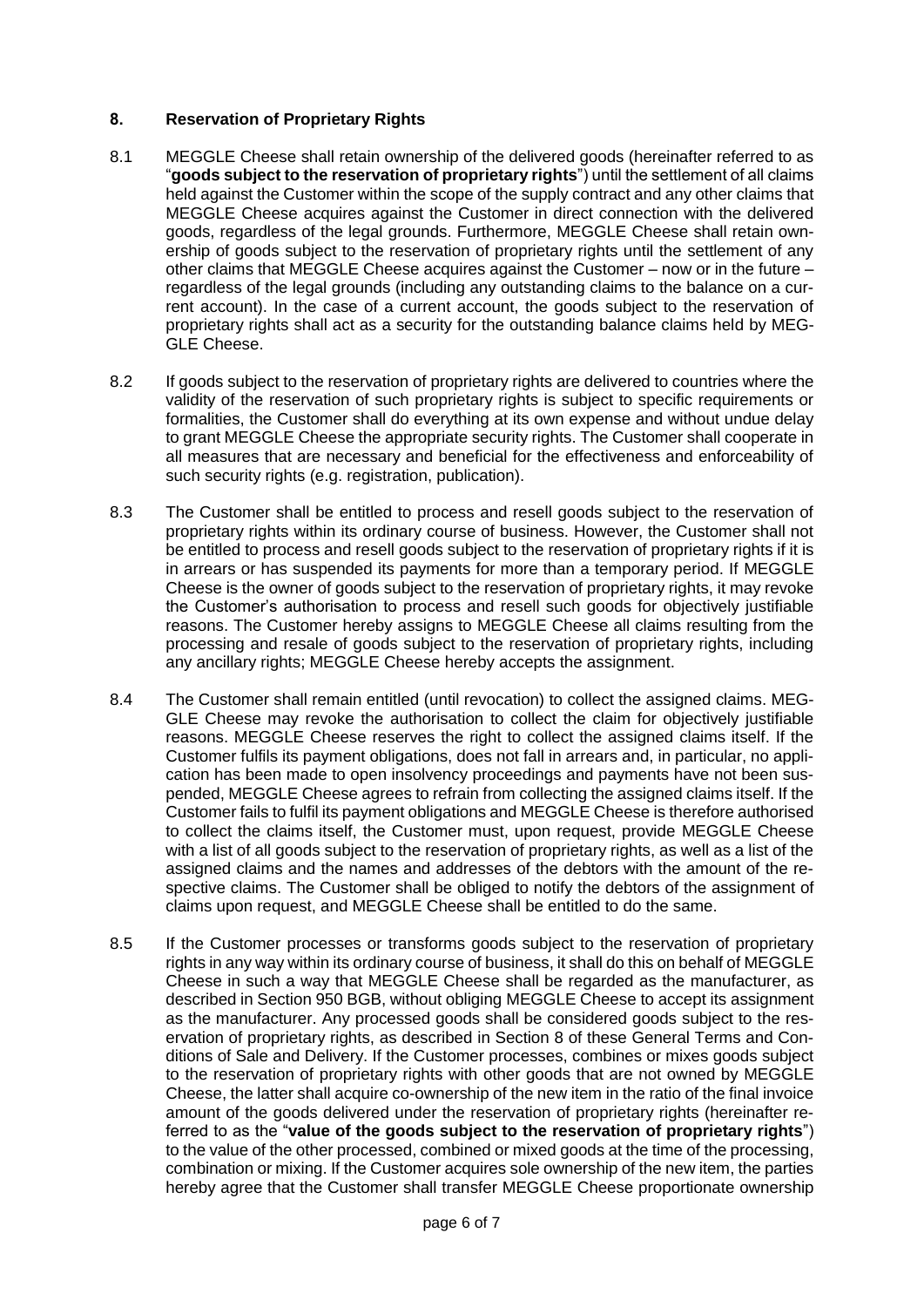## 8. Reservation of Proprietary Rights

8.1 MEGGLE Cheese shall retain ownership of the delivered goods (hereinafter referred to as "**goods subject to the reservation of proprietary rights**") until the settlement of all claims held against the Customer within the scope of the supply contract and any other claims that MEGGLE Cheese acquires against the Customer in direct connection with the delivered goods, regardless of the legal grounds. Furthermore, MEGGLE Cheese shall retain ownership of goods subject to the reservation of proprietary rights until the settlement of any other claims that MEGGLE Cheese acquires against the Customer – now or in the future – regardless of the legal grounds (including any outstanding claims to the balance on a current account). In the case of a current account, the goods subject to the reservation of proprietary rights shall act as a security for the outstanding balance claims held by MEGGLE Cheese.

8.2 If goods subject to the reservation of proprietary rights are delivered to countries where the validity of the reservation of such proprietary rights is subject to specific requirements or formalities, the Customer shall do everything at its own expense and without undue delay to grant MEGGLE Cheese the appropriate security rights. The Customer shall cooperate in all measures that are necessary and beneficial for the effectiveness and enforceability of such security rights (e.g. registration, publication).

8.3 The Customer shall be entitled to process and resell goods subject to the reservation of proprietary rights within its ordinary course of business. However, the Customer shall not be entitled to process and resell goods subject to the reservation of proprietary rights if it is in arrears or has suspended its payments for more than a temporary period. If MEGGLE Cheese is the owner of goods subject to the reservation of proprietary rights, it may revoke the Customer's authorisation to process and resell such goods for objectively justifiable reasons. The Customer hereby assigns to MEGGLE Cheese all claims resulting from the processing and resale of goods subject to the reservation of proprietary rights, including any ancillary rights; MEGGLE Cheese hereby accepts the assignment.

8.4 The Customer shall remain entitled (until revocation) to collect the assigned claims. MEGGLE Cheese may revoke the authorisation to collect the claim for objectively justifiable reasons. MEGGLE Cheese reserves the right to collect the assigned claims itself. If the Customer fulfils its payment obligations, does not fall in arrears and, in particular, no application has been made to open insolvency proceedings and payments have not been suspended, MEGGLE Cheese agrees to refrain from collecting the assigned claims itself. If the Customer fails to fulfil its payment obligations and MEGGLE Cheese is therefore authorised to collect the claims itself, the Customer must, upon request, provide MEGGLE Cheese with a list of all goods subject to the reservation of proprietary rights, as well as a list of the assigned claims and the names and addresses of the debtors with the amount of the respective claims. The Customer shall be obliged to notify the debtors of the assignment of claims upon request, and MEGGLE Cheese shall be entitled to do the same.

8.5 If the Customer processes or transforms goods subject to the reservation of proprietary rights in any way within its ordinary course of business, it shall do this on behalf of MEGGLE Cheese in such a way that MEGGLE Cheese shall be regarded as the manufacturer, as described in Section 950 BGB, without obliging MEGGLE Cheese to accept its assignment as the manufacturer. Any processed goods shall be considered goods subject to the reservation of proprietary rights, as described in Section 8 of these General Terms and Conditions of Sale and Delivery. If the Customer processes, combines or mixes goods subject to the reservation of proprietary rights with other goods that are not owned by MEGGLE Cheese, the latter shall acquire co-ownership of the new item in the ratio of the final invoice amount of the goods delivered under the reservation of proprietary rights (hereinafter referred to as the "**value of the goods subject to the reservation of proprietary rights**") to the value of the other processed, combined or mixed goods at the time of the processing, combination or mixing. If the Customer acquires sole ownership of the new item, the parties hereby agree that the Customer shall transfer MEGGLE Cheese proportionate ownership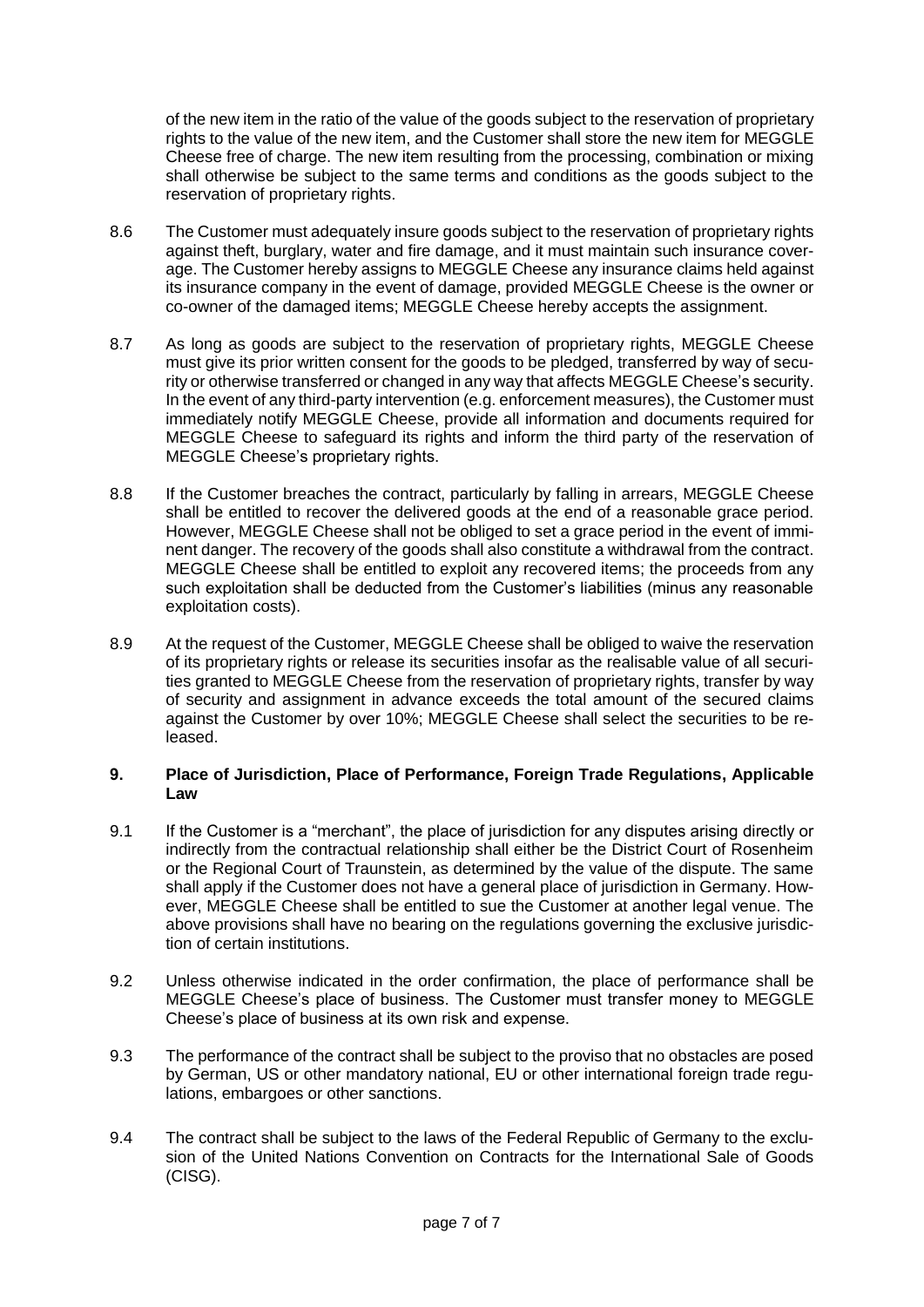of the new item in the ratio of the value of the goods subject to the reservation of proprietary rights to the value of the new item, and the Customer shall store the new item for MEGGLE Cheese free of charge. The new item resulting from the processing, combination or mixing shall otherwise be subject to the same terms and conditions as the goods subject to the reservation of proprietary rights.

8.6 The Customer must adequately insure goods subject to the reservation of proprietary rights against theft, burglary, water and fire damage, and it must maintain such insurance coverage. The Customer hereby assigns to MEGGLE Cheese any insurance claims held against its insurance company in the event of damage, provided MEGGLE Cheese is the owner or co-owner of the damaged items; MEGGLE Cheese hereby accepts the assignment.

8.7 As long as goods are subject to the reservation of proprietary rights, MEGGLE Cheese must give its prior written consent for the goods to be pledged, transferred by way of security or otherwise transferred or changed in any way that affects MEGGLE Cheese's security. In the event of any third-party intervention (e.g. enforcement measures), the Customer must immediately notify MEGGLE Cheese, provide all information and documents required for MEGGLE Cheese to safeguard its rights and inform the third party of the reservation of MEGGLE Cheese's proprietary rights.

8.8 If the Customer breaches the contract, particularly by falling in arrears, MEGGLE Cheese shall be entitled to recover the delivered goods at the end of a reasonable grace period. However, MEGGLE Cheese shall not be obliged to set a grace period in the event of imminent danger. The recovery of the goods shall also constitute a withdrawal from the contract. MEGGLE Cheese shall be entitled to exploit any recovered items; the proceeds from any such exploitation shall be deducted from the Customer's liabilities (minus any reasonable exploitation costs).

8.9 At the request of the Customer, MEGGLE Cheese shall be obliged to waive the reservation of its proprietary rights or release its securities insofar as the realisable value of all securities granted to MEGGLE Cheese from the reservation of proprietary rights, transfer by way of security and assignment in advance exceeds the total amount of the secured claims against the Customer by over 10%; MEGGLE Cheese shall select the securities to be released.

## 9. Place of Jurisdiction, Place of Performance, Foreign Trade Regulations, Applicable Law

9.1 If the Customer is a "merchant", the place of jurisdiction for any disputes arising directly or indirectly from the contractual relationship shall either be the District Court of Rosenheim or the Regional Court of Traunstein, as determined by the value of the dispute. The same shall apply if the Customer does not have a general place of jurisdiction in Germany. However, MEGGLE Cheese shall be entitled to sue the Customer at another legal venue. The above provisions shall have no bearing on the regulations governing the exclusive jurisdiction of certain institutions.

9.2 Unless otherwise indicated in the order confirmation, the place of performance shall be MEGGLE Cheese's place of business. The Customer must transfer money to MEGGLE Cheese's place of business at its own risk and expense.

9.3 The performance of the contract shall be subject to the proviso that no obstacles are posed by German, US or other mandatory national, EU or other international foreign trade regulations, embargoes or other sanctions.

9.4 The contract shall be subject to the laws of the Federal Republic of Germany to the exclusion of the United Nations Convention on Contracts for the International Sale of Goods (CISG).